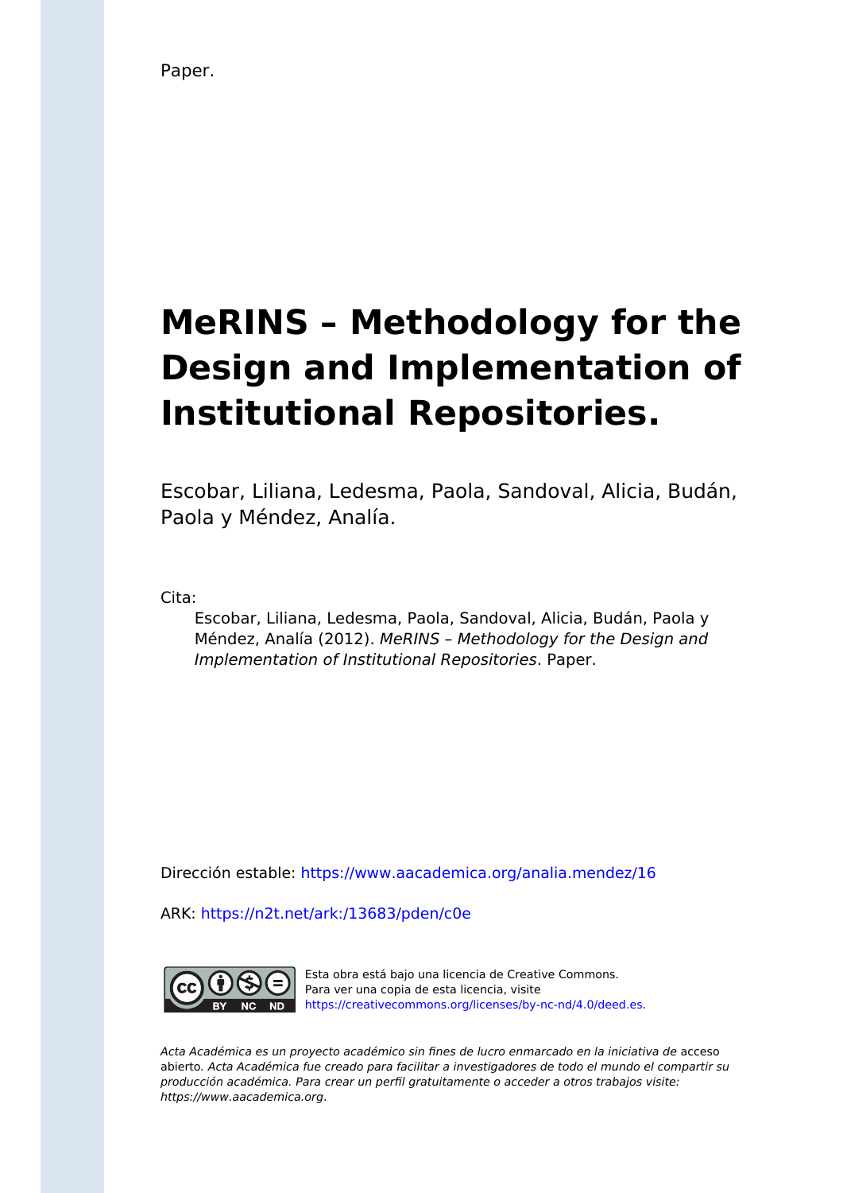Paper.

# MeRINS – Methodology for the Design and Implementation of Institutional Repositories.

Escobar, Liliana, Ledesma, Paola, Sandoval, Alicia, Budán, Paola y Méndez, Analía.

Cita:

> Escobar, Liliana, Ledesma, Paola, Sandoval, Alicia, Budán, Paola y Méndez, Analía (2012). *MeRINS – Methodology for the Design and Implementation of Institutional Repositories*. Paper.

Dirección estable: https://www.aacademica.org/analia.mendez/16

ARK: https://n2t.net/ark:/13683/pden/c0e

Esta obra está bajo una licencia de Creative Commons.
Para ver una copia de esta licencia, visite
https://creativecommons.org/licenses/by-nc-nd/4.0/deed.es.

*Acta Académica es un proyecto académico sin fines de lucro enmarcado en la iniciativa de* acceso abierto. *Acta Académica fue creado para facilitar a investigadores de todo el mundo el compartir su producción académica. Para crear un perfil gratuitamente o acceder a otros trabajos visite: https://www.aacademica.org.*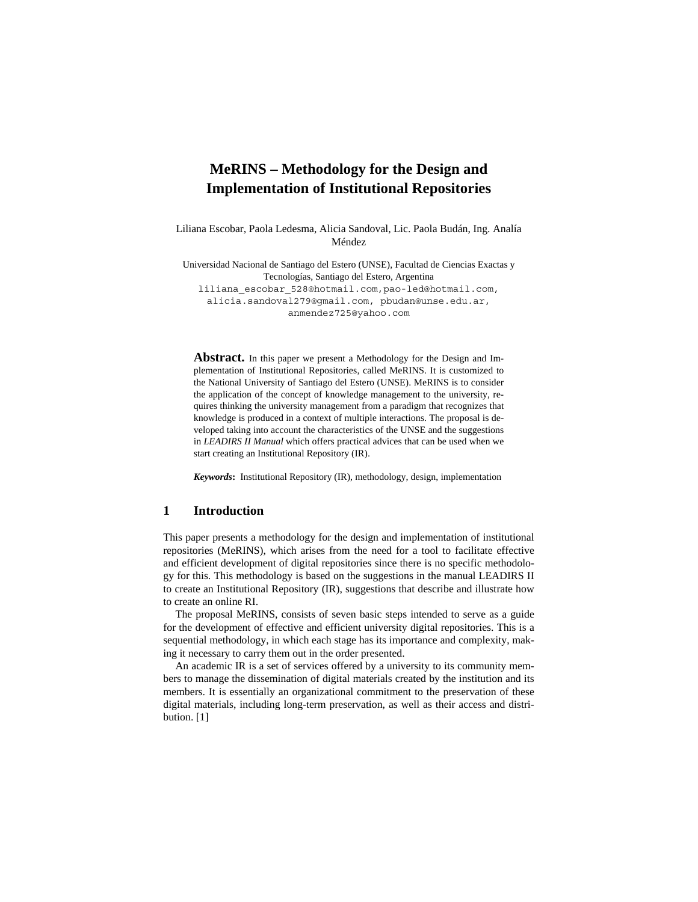# MeRINS – Methodology for the Design and Implementation of Institutional Repositories

Liliana Escobar, Paola Ledesma, Alicia Sandoval, Lic. Paola Budán, Ing. Analía Méndez

Universidad Nacional de Santiago del Estero (UNSE), Facultad de Ciencias Exactas y Tecnologías, Santiago del Estero, Argentina
liliana_escobar_528@hotmail.com, pao-led@hotmail.com, alicia.sandoval279@gmail.com, pbudan@unse.edu.ar, anmendez725@yahoo.com

**Abstract.** In this paper we present a Methodology for the Design and Implementation of Institutional Repositories, called MeRINS. It is customized to the National University of Santiago del Estero (UNSE). MeRINS is to consider the application of the concept of knowledge management to the university, requires thinking the university management from a paradigm that recognizes that knowledge is produced in a context of multiple interactions. The proposal is developed taking into account the characteristics of the UNSE and the suggestions in *LEADIRS II Manual* which offers practical advices that can be used when we start creating an Institutional Repository (IR).

***Keywords*:** Institutional Repository (IR), methodology, design, implementation

## 1 Introduction

This paper presents a methodology for the design and implementation of institutional repositories (MeRINS), which arises from the need for a tool to facilitate effective and efficient development of digital repositories since there is no specific methodology for this. This methodology is based on the suggestions in the manual LEADIRS II to create an Institutional Repository (IR), suggestions that describe and illustrate how to create an online RI.

The proposal MeRINS, consists of seven basic steps intended to serve as a guide for the development of effective and efficient university digital repositories. This is a sequential methodology, in which each stage has its importance and complexity, making it necessary to carry them out in the order presented.

An academic IR is a set of services offered by a university to its community members to manage the dissemination of digital materials created by the institution and its members. It is essentially an organizational commitment to the preservation of these digital materials, including long-term preservation, as well as their access and distribution. [1]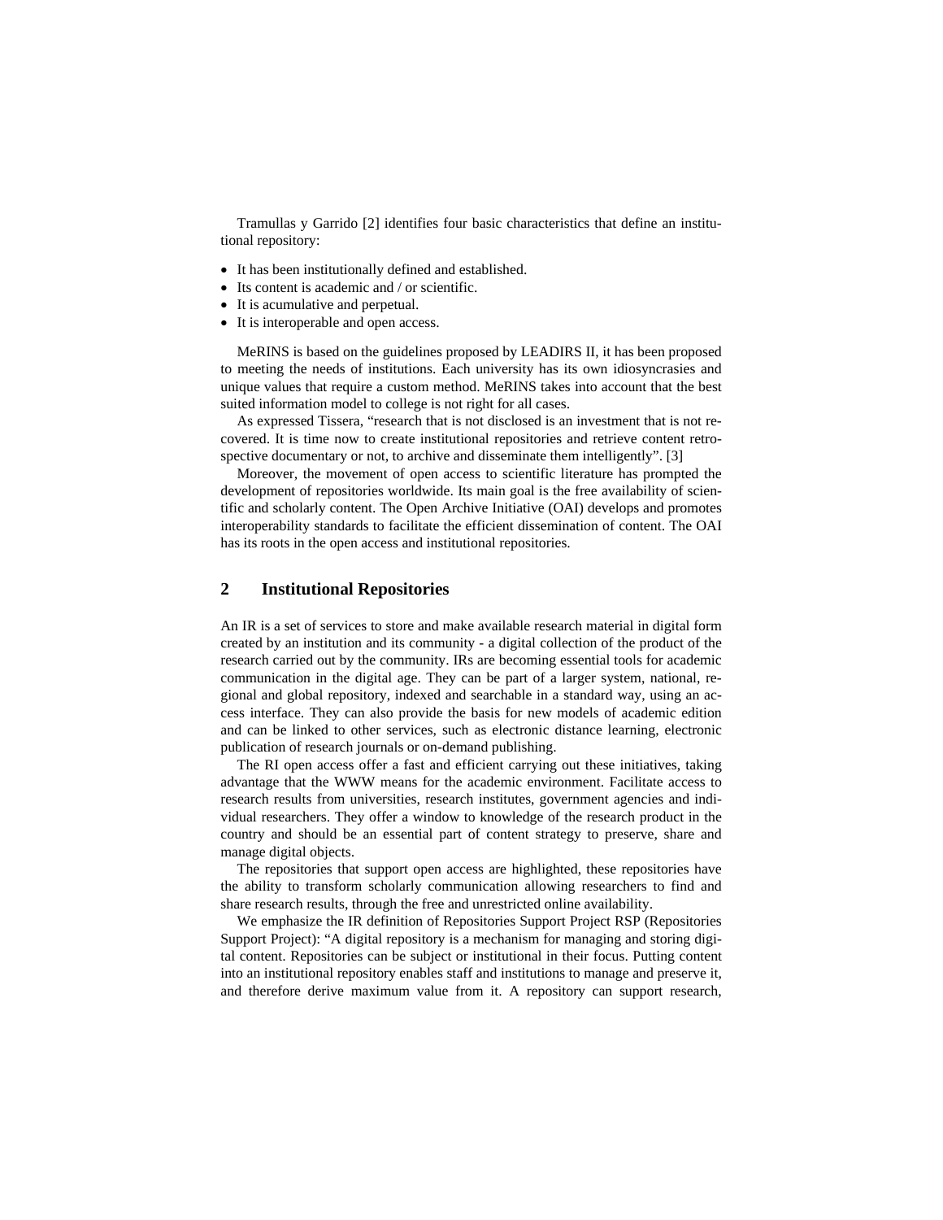Tramullas y Garrido [2] identifies four basic characteristics that define an institutional repository:

- It has been institutionally defined and established.
- Its content is academic and / or scientific.
- It is acumulative and perpetual.
- It is interoperable and open access.

MeRINS is based on the guidelines proposed by LEADIRS II, it has been proposed to meeting the needs of institutions. Each university has its own idiosyncrasies and unique values that require a custom method. MeRINS takes into account that the best suited information model to college is not right for all cases.

As expressed Tissera, "research that is not disclosed is an investment that is not recovered. It is time now to create institutional repositories and retrieve content retrospective documentary or not, to archive and disseminate them intelligently". [3]

Moreover, the movement of open access to scientific literature has prompted the development of repositories worldwide. Its main goal is the free availability of scientific and scholarly content. The Open Archive Initiative (OAI) develops and promotes interoperability standards to facilitate the efficient dissemination of content. The OAI has its roots in the open access and institutional repositories.

## 2 Institutional Repositories

An IR is a set of services to store and make available research material in digital form created by an institution and its community - a digital collection of the product of the research carried out by the community. IRs are becoming essential tools for academic communication in the digital age. They can be part of a larger system, national, regional and global repository, indexed and searchable in a standard way, using an access interface. They can also provide the basis for new models of academic edition and can be linked to other services, such as electronic distance learning, electronic publication of research journals or on-demand publishing.

The RI open access offer a fast and efficient carrying out these initiatives, taking advantage that the WWW means for the academic environment. Facilitate access to research results from universities, research institutes, government agencies and individual researchers. They offer a window to knowledge of the research product in the country and should be an essential part of content strategy to preserve, share and manage digital objects.

The repositories that support open access are highlighted, these repositories have the ability to transform scholarly communication allowing researchers to find and share research results, through the free and unrestricted online availability.

We emphasize the IR definition of Repositories Support Project RSP (Repositories Support Project): "A digital repository is a mechanism for managing and storing digital content. Repositories can be subject or institutional in their focus. Putting content into an institutional repository enables staff and institutions to manage and preserve it, and therefore derive maximum value from it. A repository can support research,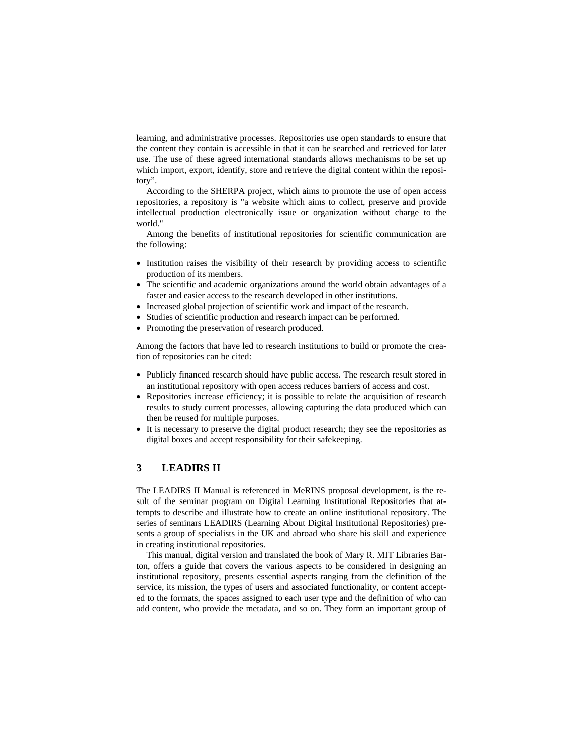learning, and administrative processes. Repositories use open standards to ensure that the content they contain is accessible in that it can be searched and retrieved for later use. The use of these agreed international standards allows mechanisms to be set up which import, export, identify, store and retrieve the digital content within the repository".

According to the SHERPA project, which aims to promote the use of open access repositories, a repository is "a website which aims to collect, preserve and provide intellectual production electronically issue or organization without charge to the world."

Among the benefits of institutional repositories for scientific communication are the following:

- Institution raises the visibility of their research by providing access to scientific production of its members.
- The scientific and academic organizations around the world obtain advantages of a faster and easier access to the research developed in other institutions.
- Increased global projection of scientific work and impact of the research.
- Studies of scientific production and research impact can be performed.
- Promoting the preservation of research produced.

Among the factors that have led to research institutions to build or promote the creation of repositories can be cited:

- Publicly financed research should have public access. The research result stored in an institutional repository with open access reduces barriers of access and cost.
- Repositories increase efficiency; it is possible to relate the acquisition of research results to study current processes, allowing capturing the data produced which can then be reused for multiple purposes.
- It is necessary to preserve the digital product research; they see the repositories as digital boxes and accept responsibility for their safekeeping.

## 3 LEADIRS II

The LEADIRS II Manual is referenced in MeRINS proposal development, is the result of the seminar program on Digital Learning Institutional Repositories that attempts to describe and illustrate how to create an online institutional repository. The series of seminars LEADIRS (Learning About Digital Institutional Repositories) presents a group of specialists in the UK and abroad who share his skill and experience in creating institutional repositories.

This manual, digital version and translated the book of Mary R. MIT Libraries Barton, offers a guide that covers the various aspects to be considered in designing an institutional repository, presents essential aspects ranging from the definition of the service, its mission, the types of users and associated functionality, or content accepted to the formats, the spaces assigned to each user type and the definition of who can add content, who provide the metadata, and so on. They form an important group of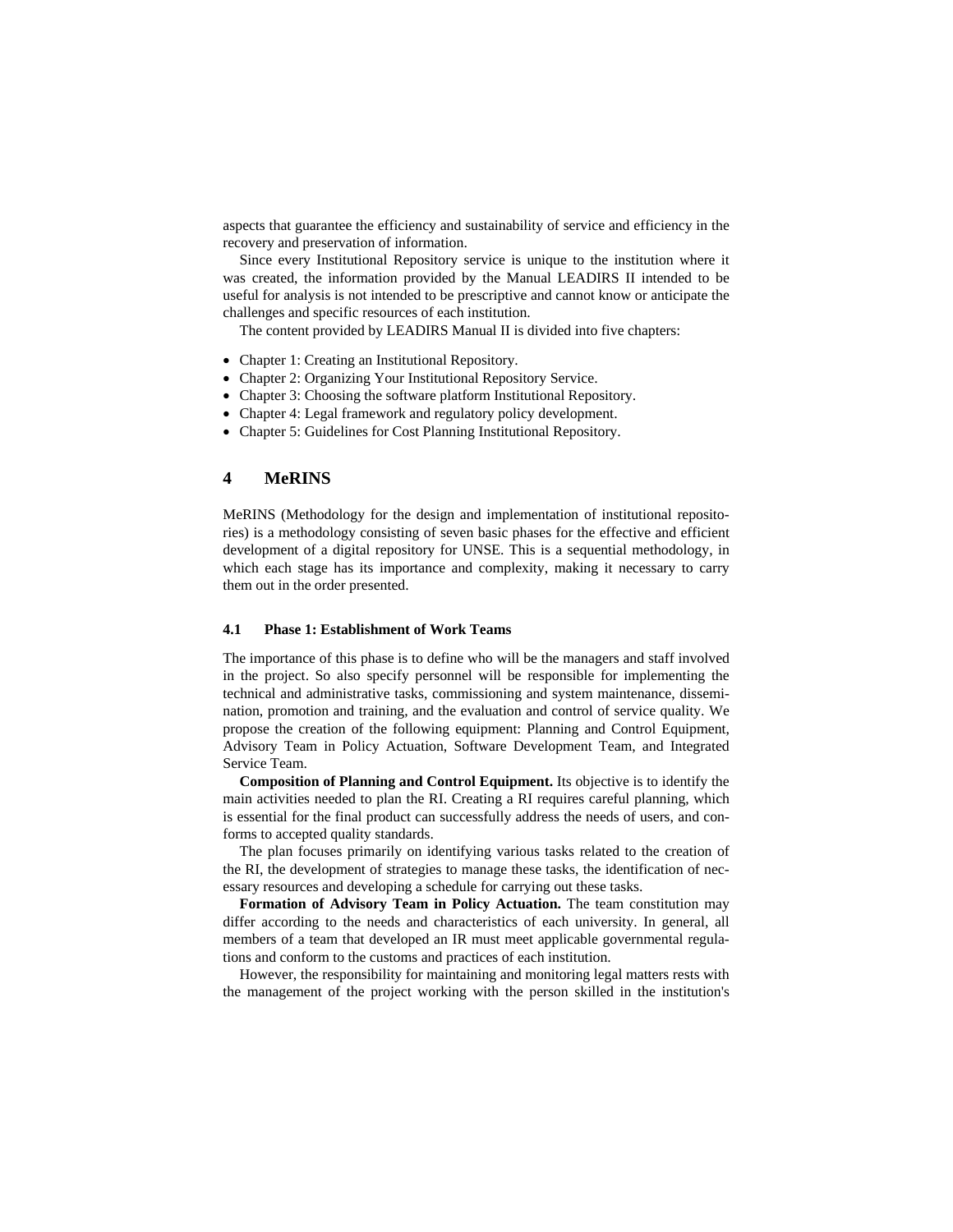aspects that guarantee the efficiency and sustainability of service and efficiency in the recovery and preservation of information.

Since every Institutional Repository service is unique to the institution where it was created, the information provided by the Manual LEADIRS II intended to be useful for analysis is not intended to be prescriptive and cannot know or anticipate the challenges and specific resources of each institution.

The content provided by LEADIRS Manual II is divided into five chapters:

- Chapter 1: Creating an Institutional Repository.
- Chapter 2: Organizing Your Institutional Repository Service.
- Chapter 3: Choosing the software platform Institutional Repository.
- Chapter 4: Legal framework and regulatory policy development.
- Chapter 5: Guidelines for Cost Planning Institutional Repository.

## 4 MeRINS

MeRINS (Methodology for the design and implementation of institutional repositories) is a methodology consisting of seven basic phases for the effective and efficient development of a digital repository for UNSE. This is a sequential methodology, in which each stage has its importance and complexity, making it necessary to carry them out in the order presented.

### 4.1 Phase 1: Establishment of Work Teams

The importance of this phase is to define who will be the managers and staff involved in the project. So also specify personnel will be responsible for implementing the technical and administrative tasks, commissioning and system maintenance, dissemination, promotion and training, and the evaluation and control of service quality. We propose the creation of the following equipment: Planning and Control Equipment, Advisory Team in Policy Actuation, Software Development Team, and Integrated Service Team.

**Composition of Planning and Control Equipment.** Its objective is to identify the main activities needed to plan the RI. Creating a RI requires careful planning, which is essential for the final product can successfully address the needs of users, and conforms to accepted quality standards.

The plan focuses primarily on identifying various tasks related to the creation of the RI, the development of strategies to manage these tasks, the identification of necessary resources and developing a schedule for carrying out these tasks.

**Formation of Advisory Team in Policy Actuation.** The team constitution may differ according to the needs and characteristics of each university. In general, all members of a team that developed an IR must meet applicable governmental regulations and conform to the customs and practices of each institution.

However, the responsibility for maintaining and monitoring legal matters rests with the management of the project working with the person skilled in the institution's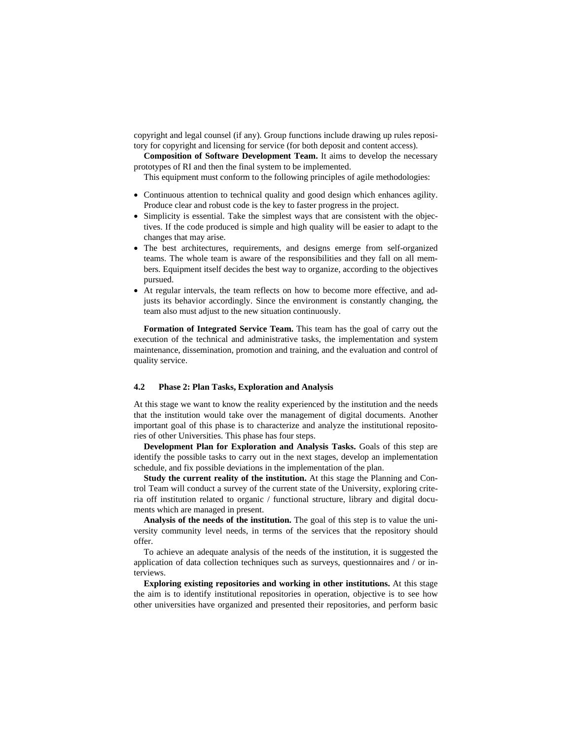copyright and legal counsel (if any). Group functions include drawing up rules repository for copyright and licensing for service (for both deposit and content access).

**Composition of Software Development Team.** It aims to develop the necessary prototypes of RI and then the final system to be implemented.

This equipment must conform to the following principles of agile methodologies:

- Continuous attention to technical quality and good design which enhances agility. Produce clear and robust code is the key to faster progress in the project.
- Simplicity is essential. Take the simplest ways that are consistent with the objectives. If the code produced is simple and high quality will be easier to adapt to the changes that may arise.
- The best architectures, requirements, and designs emerge from self-organized teams. The whole team is aware of the responsibilities and they fall on all members. Equipment itself decides the best way to organize, according to the objectives pursued.
- At regular intervals, the team reflects on how to become more effective, and adjusts its behavior accordingly. Since the environment is constantly changing, the team also must adjust to the new situation continuously.

**Formation of Integrated Service Team.** This team has the goal of carry out the execution of the technical and administrative tasks, the implementation and system maintenance, dissemination, promotion and training, and the evaluation and control of quality service.

### 4.2 Phase 2: Plan Tasks, Exploration and Analysis

At this stage we want to know the reality experienced by the institution and the needs that the institution would take over the management of digital documents. Another important goal of this phase is to characterize and analyze the institutional repositories of other Universities. This phase has four steps.

**Development Plan for Exploration and Analysis Tasks.** Goals of this step are identify the possible tasks to carry out in the next stages, develop an implementation schedule, and fix possible deviations in the implementation of the plan.

**Study the current reality of the institution.** At this stage the Planning and Control Team will conduct a survey of the current state of the University, exploring criteria off institution related to organic / functional structure, library and digital documents which are managed in present.

**Analysis of the needs of the institution.** The goal of this step is to value the university community level needs, in terms of the services that the repository should offer.

To achieve an adequate analysis of the needs of the institution, it is suggested the application of data collection techniques such as surveys, questionnaires and / or interviews.

**Exploring existing repositories and working in other institutions.** At this stage the aim is to identify institutional repositories in operation, objective is to see how other universities have organized and presented their repositories, and perform basic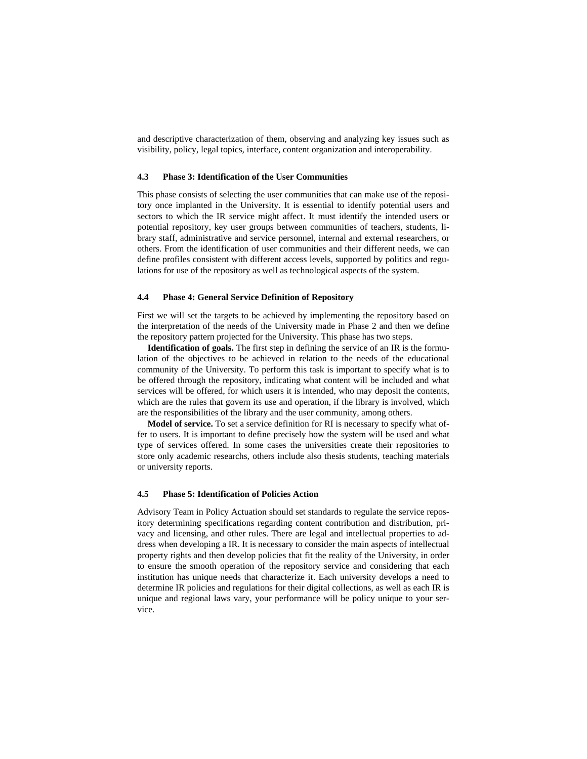and descriptive characterization of them, observing and analyzing key issues such as visibility, policy, legal topics, interface, content organization and interoperability.

### 4.3 Phase 3: Identification of the User Communities

This phase consists of selecting the user communities that can make use of the repository once implanted in the University. It is essential to identify potential users and sectors to which the IR service might affect. It must identify the intended users or potential repository, key user groups between communities of teachers, students, library staff, administrative and service personnel, internal and external researchers, or others. From the identification of user communities and their different needs, we can define profiles consistent with different access levels, supported by politics and regulations for use of the repository as well as technological aspects of the system.

### 4.4 Phase 4: General Service Definition of Repository

First we will set the targets to be achieved by implementing the repository based on the interpretation of the needs of the University made in Phase 2 and then we define the repository pattern projected for the University. This phase has two steps.

**Identification of goals.** The first step in defining the service of an IR is the formulation of the objectives to be achieved in relation to the needs of the educational community of the University. To perform this task is important to specify what is to be offered through the repository, indicating what content will be included and what services will be offered, for which users it is intended, who may deposit the contents, which are the rules that govern its use and operation, if the library is involved, which are the responsibilities of the library and the user community, among others.

**Model of service.** To set a service definition for RI is necessary to specify what offer to users. It is important to define precisely how the system will be used and what type of services offered. In some cases the universities create their repositories to store only academic researchs, others include also thesis students, teaching materials or university reports.

### 4.5 Phase 5: Identification of Policies Action

Advisory Team in Policy Actuation should set standards to regulate the service repository determining specifications regarding content contribution and distribution, privacy and licensing, and other rules. There are legal and intellectual properties to address when developing a IR. It is necessary to consider the main aspects of intellectual property rights and then develop policies that fit the reality of the University, in order to ensure the smooth operation of the repository service and considering that each institution has unique needs that characterize it. Each university develops a need to determine IR policies and regulations for their digital collections, as well as each IR is unique and regional laws vary, your performance will be policy unique to your service.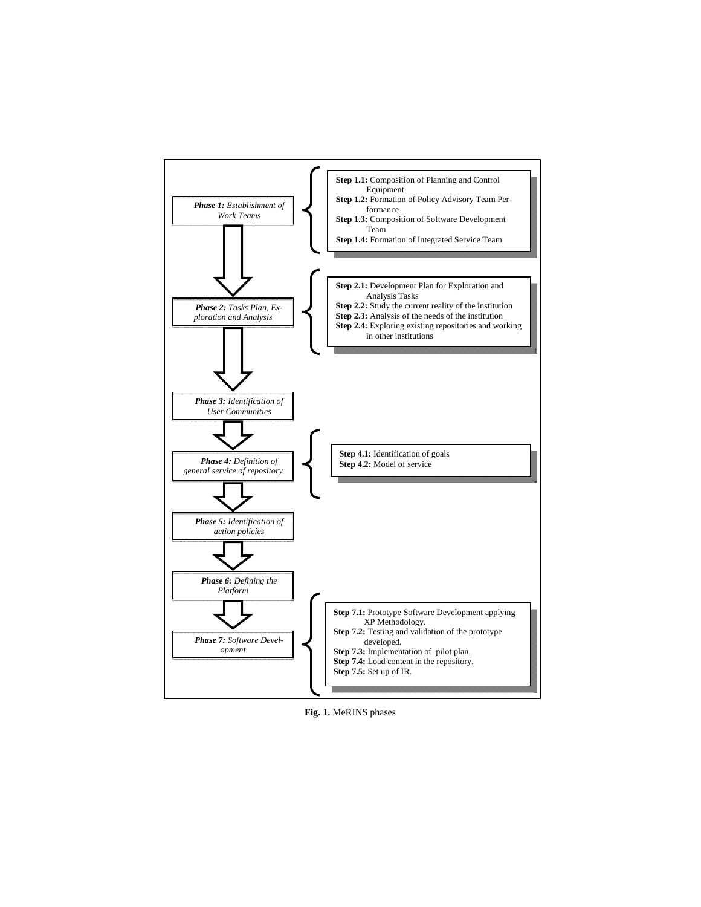**Phase 1:** *Establishment of Work Teams*

- **Step 1.1:** Composition of Planning and Control Equipment
- **Step 1.2:** Formation of Policy Advisory Team Performance
- **Step 1.3:** Composition of Software Development Team
- **Step 1.4:** Formation of Integrated Service Team

**Phase 2:** *Tasks Plan, Exploration and Analysis*

- **Step 2.1:** Development Plan for Exploration and Analysis Tasks
- **Step 2.2:** Study the current reality of the institution
- **Step 2.3:** Analysis of the needs of the institution
- **Step 2.4:** Exploring existing repositories and working in other institutions

**Phase 3:** *Identification of User Communities*

**Phase 4:** *Definition of general service of repository*

- **Step 4.1:** Identification of goals
- **Step 4.2:** Model of service

**Phase 5:** *Identification of action policies*

**Phase 6:** *Defining the Platform*

**Phase 7:** *Software Development*

- **Step 7.1:** Prototype Software Development applying XP Methodology.
- **Step 7.2:** Testing and validation of the prototype developed.
- **Step 7.3:** Implementation of pilot plan.
- **Step 7.4:** Load content in the repository.
- **Step 7.5:** Set up of IR.

**Fig. 1.** MeRINS phases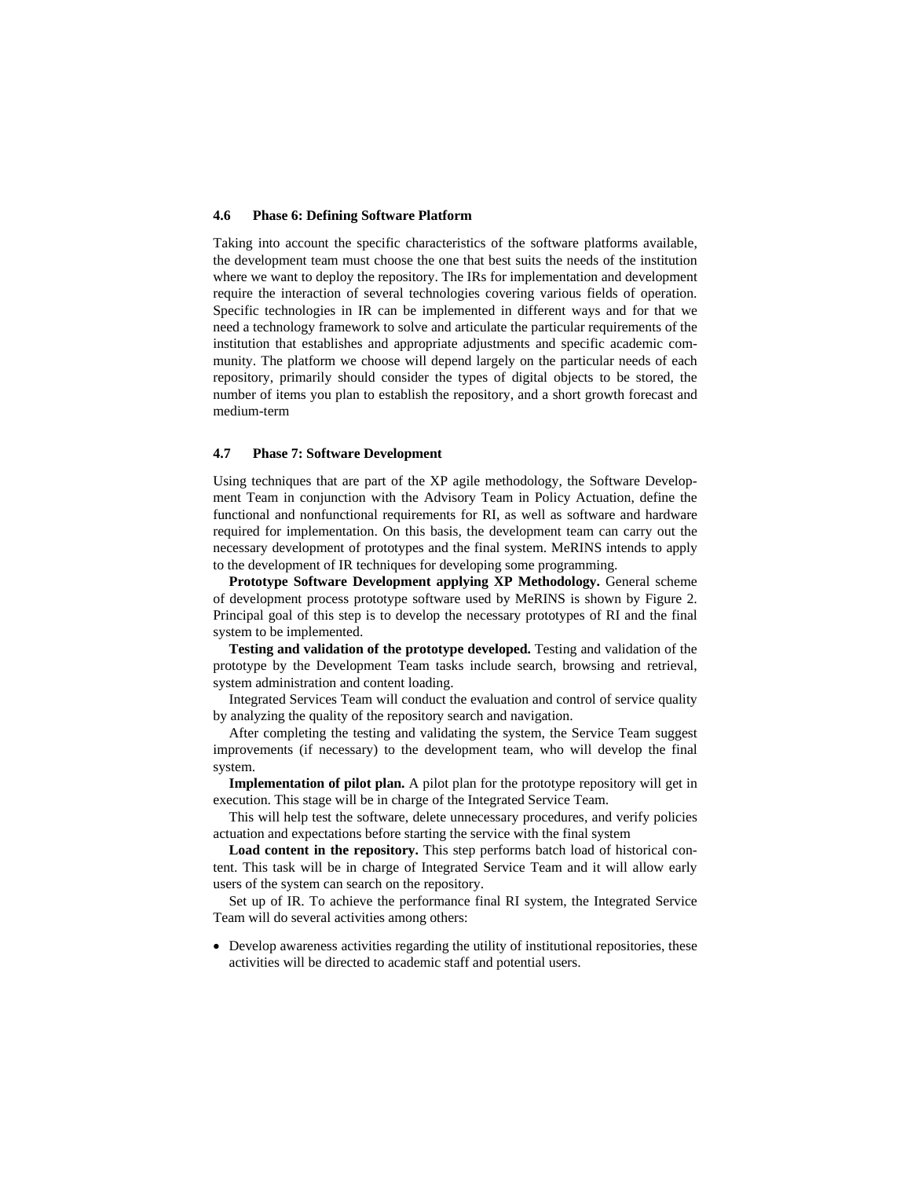### 4.6 Phase 6: Defining Software Platform

Taking into account the specific characteristics of the software platforms available, the development team must choose the one that best suits the needs of the institution where we want to deploy the repository. The IRs for implementation and development require the interaction of several technologies covering various fields of operation. Specific technologies in IR can be implemented in different ways and for that we need a technology framework to solve and articulate the particular requirements of the institution that establishes and appropriate adjustments and specific academic community. The platform we choose will depend largely on the particular needs of each repository, primarily should consider the types of digital objects to be stored, the number of items you plan to establish the repository, and a short growth forecast and medium-term

### 4.7 Phase 7: Software Development

Using techniques that are part of the XP agile methodology, the Software Development Team in conjunction with the Advisory Team in Policy Actuation, define the functional and nonfunctional requirements for RI, as well as software and hardware required for implementation. On this basis, the development team can carry out the necessary development of prototypes and the final system. MeRINS intends to apply to the development of IR techniques for developing some programming.

**Prototype Software Development applying XP Methodology.** General scheme of development process prototype software used by MeRINS is shown by Figure 2. Principal goal of this step is to develop the necessary prototypes of RI and the final system to be implemented.

**Testing and validation of the prototype developed.** Testing and validation of the prototype by the Development Team tasks include search, browsing and retrieval, system administration and content loading.

Integrated Services Team will conduct the evaluation and control of service quality by analyzing the quality of the repository search and navigation.

After completing the testing and validating the system, the Service Team suggest improvements (if necessary) to the development team, who will develop the final system.

**Implementation of pilot plan.** A pilot plan for the prototype repository will get in execution. This stage will be in charge of the Integrated Service Team.

This will help test the software, delete unnecessary procedures, and verify policies actuation and expectations before starting the service with the final system

**Load content in the repository.** This step performs batch load of historical content. This task will be in charge of Integrated Service Team and it will allow early users of the system can search on the repository.

Set up of IR. To achieve the performance final RI system, the Integrated Service Team will do several activities among others:

- Develop awareness activities regarding the utility of institutional repositories, these activities will be directed to academic staff and potential users.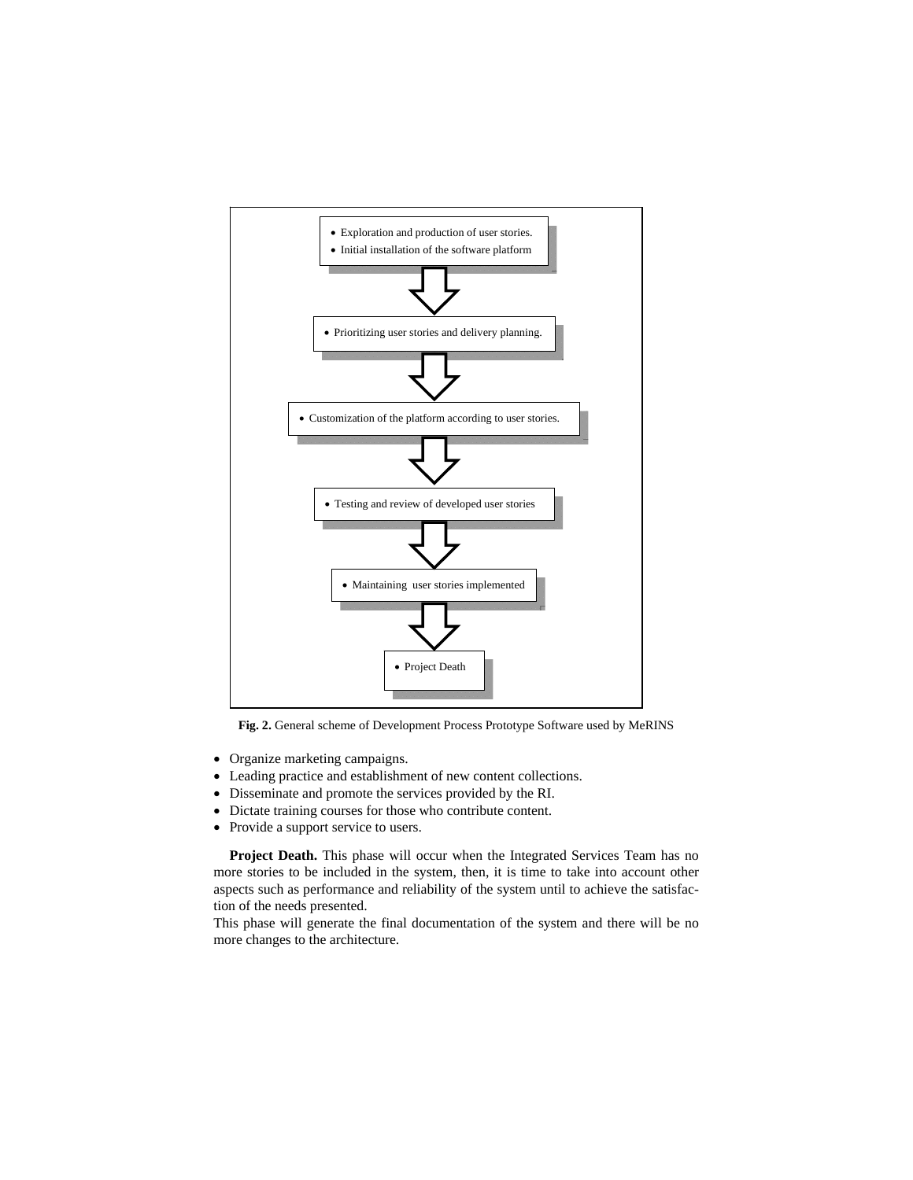- Exploration and production of user stories.
- Initial installation of the software platform

- Prioritizing user stories and delivery planning.

- Customization of the platform according to user stories.

- Testing and review of developed user stories

- Maintaining user stories implemented

- Project Death

**Fig. 2.** General scheme of Development Process Prototype Software used by MeRINS

- Organize marketing campaigns.
- Leading practice and establishment of new content collections.
- Disseminate and promote the services provided by the RI.
- Dictate training courses for those who contribute content.
- Provide a support service to users.

**Project Death.** This phase will occur when the Integrated Services Team has no more stories to be included in the system, then, it is time to take into account other aspects such as performance and reliability of the system until to achieve the satisfaction of the needs presented.
This phase will generate the final documentation of the system and there will be no more changes to the architecture.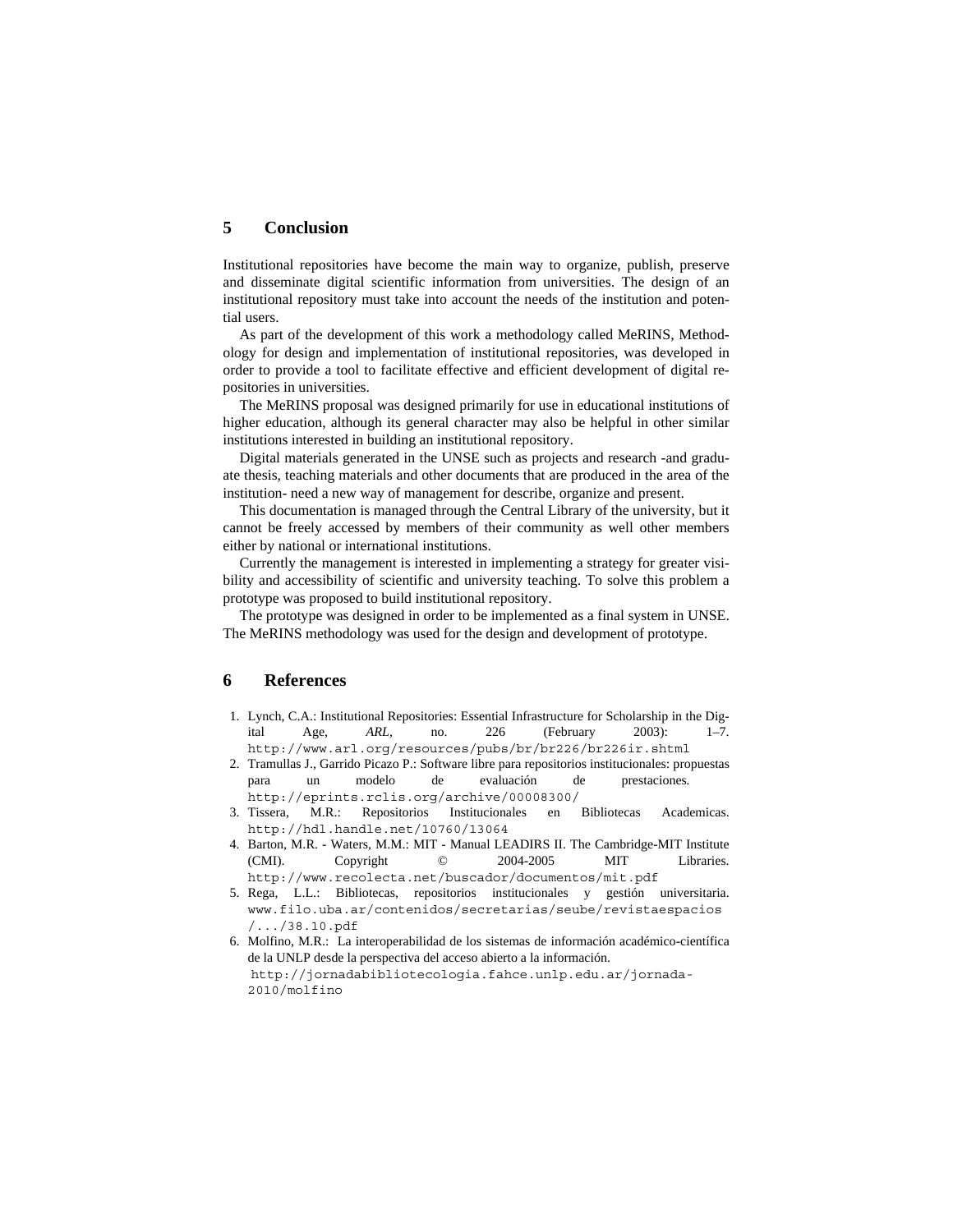## 5 Conclusion

Institutional repositories have become the main way to organize, publish, preserve and disseminate digital scientific information from universities. The design of an institutional repository must take into account the needs of the institution and potential users.

As part of the development of this work a methodology called MeRINS, Methodology for design and implementation of institutional repositories, was developed in order to provide a tool to facilitate effective and efficient development of digital repositories in universities.

The MeRINS proposal was designed primarily for use in educational institutions of higher education, although its general character may also be helpful in other similar institutions interested in building an institutional repository.

Digital materials generated in the UNSE such as projects and research -and graduate thesis, teaching materials and other documents that are produced in the area of the institution- need a new way of management for describe, organize and present.

This documentation is managed through the Central Library of the university, but it cannot be freely accessed by members of their community as well other members either by national or international institutions.

Currently the management is interested in implementing a strategy for greater visibility and accessibility of scientific and university teaching. To solve this problem a prototype was proposed to build institutional repository.

The prototype was designed in order to be implemented as a final system in UNSE. The MeRINS methodology was used for the design and development of prototype.

## 6 References

1. Lynch, C.A.: Institutional Repositories: Essential Infrastructure for Scholarship in the Digital Age, *ARL*, no. 226 (February 2003): 1–7. http://www.arl.org/resources/pubs/br/br226/br226ir.shtml
2. Tramullas J., Garrido Picazo P.: Software libre para repositorios institucionales: propuestas para un modelo de evaluación de prestaciones. http://eprints.rclis.org/archive/00008300/
3. Tissera, M.R.: Repositorios Institucionales en Bibliotecas Academicas. http://hdl.handle.net/10760/13064
4. Barton, M.R. - Waters, M.M.: MIT - Manual LEADIRS II. The Cambridge-MIT Institute (CMI). Copyright © 2004-2005 MIT Libraries. http://www.recolecta.net/buscador/documentos/mit.pdf
5. Rega, L.L.: Bibliotecas, repositorios institucionales y gestión universitaria. www.filo.uba.ar/contenidos/secretarias/seube/revistaespacios/.../38.10.pdf
6. Molfino, M.R.: La interoperabilidad de los sistemas de información académico-científica de la UNLP desde la perspectiva del acceso abierto a la información. http://jornadabibliotecologia.fahce.unlp.edu.ar/jornada-2010/molfino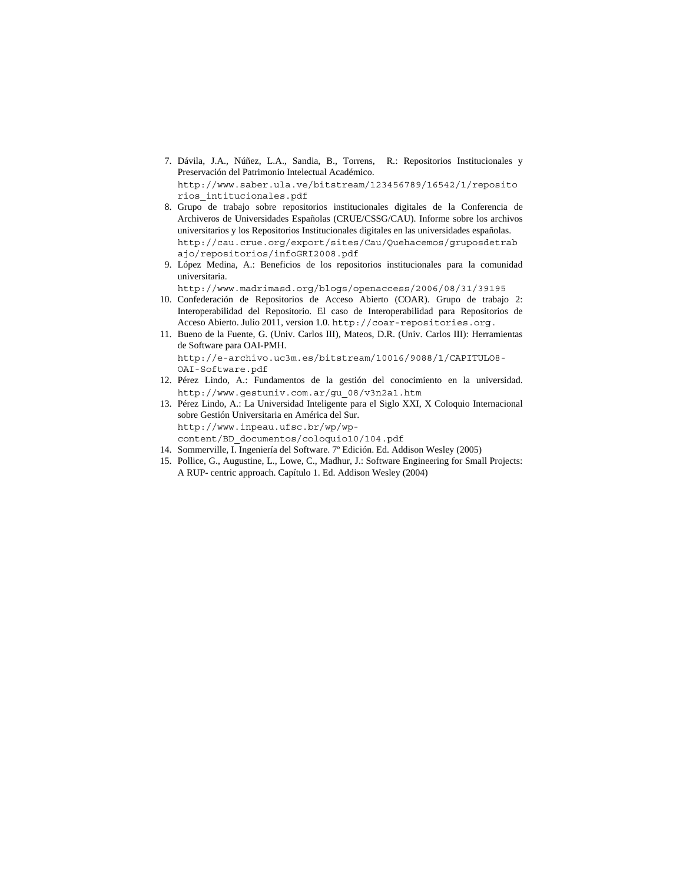7. Dávila, J.A., Núñez, L.A., Sandia, B., Torrens, R.: Repositorios Institucionales y Preservación del Patrimonio Intelectual Académico. http://www.saber.ula.ve/bitstream/123456789/16542/1/repositorios_intitucionales.pdf
8. Grupo de trabajo sobre repositorios institucionales digitales de la Conferencia de Archiveros de Universidades Españolas (CRUE/CSSG/CAU). Informe sobre los archivos universitarios y los Repositorios Institucionales digitales en las universidades españolas. http://cau.crue.org/export/sites/Cau/Quehacemos/gruposdetrabajo/repositorios/infoGRI2008.pdf
9. López Medina, A.: Beneficios de los repositorios institucionales para la comunidad universitaria. http://www.madrimasd.org/blogs/openaccess/2006/08/31/39195
10. Confederación de Repositorios de Acceso Abierto (COAR). Grupo de trabajo 2: Interoperabilidad del Repositorio. El caso de Interoperabilidad para Repositorios de Acceso Abierto. Julio 2011, version 1.0. http://coar-repositories.org.
11. Bueno de la Fuente, G. (Univ. Carlos III), Mateos, D.R. (Univ. Carlos III): Herramientas de Software para OAI-PMH. http://e-archivo.uc3m.es/bitstream/10016/9088/1/CAPITULO8-OAI-Software.pdf
12. Pérez Lindo, A.: Fundamentos de la gestión del conocimiento en la universidad. http://www.gestuniv.com.ar/gu_08/v3n2a1.htm
13. Pérez Lindo, A.: La Universidad Inteligente para el Siglo XXI, X Coloquio Internacional sobre Gestión Universitaria en América del Sur. http://www.inpeau.ufsc.br/wp/wp-content/BD_documentos/coloquio10/104.pdf
14. Sommerville, I. Ingeniería del Software. 7º Edición. Ed. Addison Wesley (2005)
15. Pollice, G., Augustine, L., Lowe, C., Madhur, J.: Software Engineering for Small Projects: A RUP- centric approach. Capítulo 1. Ed. Addison Wesley (2004)